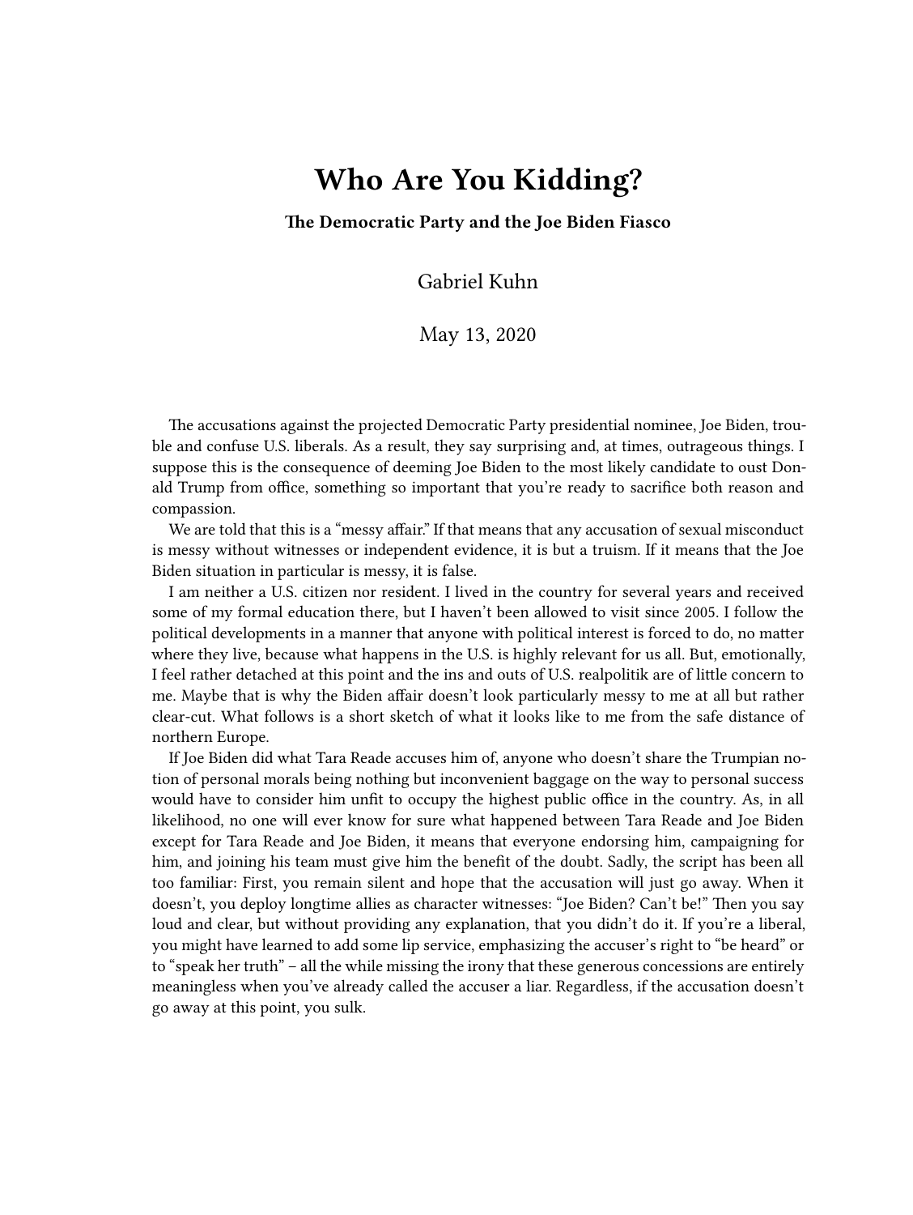# Who Are You Kidding?

**The Democratic Party and the Joe Biden Fiasco**

Gabriel Kuhn

May 13, 2020

The accusations against the projected Democratic Party presidential nominee, Joe Biden, trouble and confuse U.S. liberals. As a result, they say surprising and, at times, outrageous things. I suppose this is the consequence of deeming Joe Biden to the most likely candidate to oust Donald Trump from office, something so important that you're ready to sacrifice both reason and compassion.

We are told that this is a "messy affair." If that means that any accusation of sexual misconduct is messy without witnesses or independent evidence, it is but a truism. If it means that the Joe Biden situation in particular is messy, it is false.

I am neither a U.S. citizen nor resident. I lived in the country for several years and received some of my formal education there, but I haven't been allowed to visit since 2005. I follow the political developments in a manner that anyone with political interest is forced to do, no matter where they live, because what happens in the U.S. is highly relevant for us all. But, emotionally, I feel rather detached at this point and the ins and outs of U.S. realpolitik are of little concern to me. Maybe that is why the Biden affair doesn't look particularly messy to me at all but rather clear-cut. What follows is a short sketch of what it looks like to me from the safe distance of northern Europe.

If Joe Biden did what Tara Reade accuses him of, anyone who doesn't share the Trumpian notion of personal morals being nothing but inconvenient baggage on the way to personal success would have to consider him unfit to occupy the highest public office in the country. As, in all likelihood, no one will ever know for sure what happened between Tara Reade and Joe Biden except for Tara Reade and Joe Biden, it means that everyone endorsing him, campaigning for him, and joining his team must give him the benefit of the doubt. Sadly, the script has been all too familiar: First, you remain silent and hope that the accusation will just go away. When it doesn't, you deploy longtime allies as character witnesses: "Joe Biden? Can't be!" Then you say loud and clear, but without providing any explanation, that you didn't do it. If you're a liberal, you might have learned to add some lip service, emphasizing the accuser's right to "be heard" or to "speak her truth" – all the while missing the irony that these generous concessions are entirely meaningless when you've already called the accuser a liar. Regardless, if the accusation doesn't go away at this point, you sulk.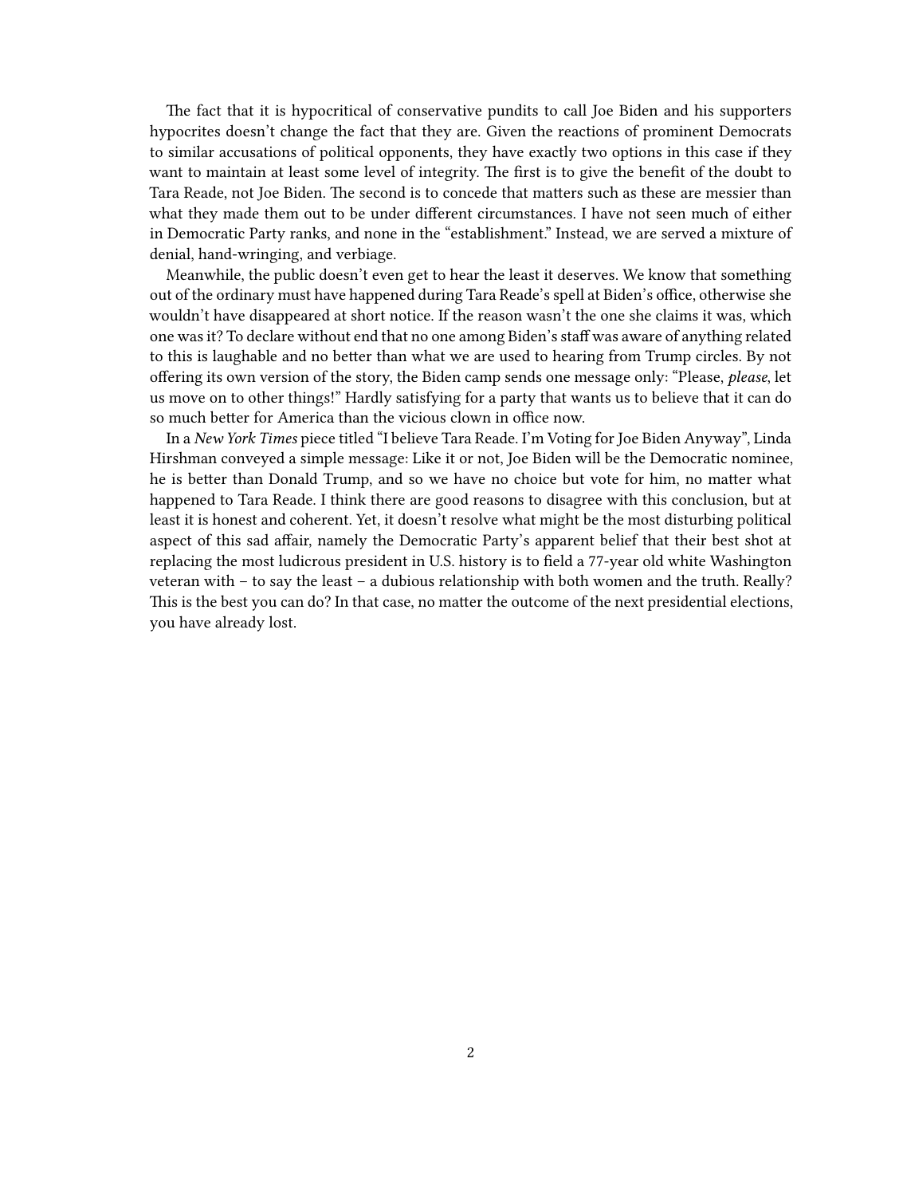The fact that it is hypocritical of conservative pundits to call Joe Biden and his supporters hypocrites doesn't change the fact that they are. Given the reactions of prominent Democrats to similar accusations of political opponents, they have exactly two options in this case if they want to maintain at least some level of integrity. The first is to give the benefit of the doubt to Tara Reade, not Joe Biden. The second is to concede that matters such as these are messier than what they made them out to be under different circumstances. I have not seen much of either in Democratic Party ranks, and none in the "establishment." Instead, we are served a mixture of denial, hand-wringing, and verbiage.

Meanwhile, the public doesn't even get to hear the least it deserves. We know that something out of the ordinary must have happened during Tara Reade's spell at Biden's office, otherwise she wouldn't have disappeared at short notice. If the reason wasn't the one she claims it was, which one was it? To declare without end that no one among Biden's staff was aware of anything related to this is laughable and no better than what we are used to hearing from Trump circles. By not offering its own version of the story, the Biden camp sends one message only: "Please, *please*, let us move on to other things!" Hardly satisfying for a party that wants us to believe that it can do so much better for America than the vicious clown in office now.

In a *New York Times* piece titled "I believe Tara Reade. I'm Voting for Joe Biden Anyway", Linda Hirshman conveyed a simple message: Like it or not, Joe Biden will be the Democratic nominee, he is better than Donald Trump, and so we have no choice but vote for him, no matter what happened to Tara Reade. I think there are good reasons to disagree with this conclusion, but at least it is honest and coherent. Yet, it doesn't resolve what might be the most disturbing political aspect of this sad affair, namely the Democratic Party's apparent belief that their best shot at replacing the most ludicrous president in U.S. history is to field a 77-year old white Washington veteran with – to say the least – a dubious relationship with both women and the truth. Really? This is the best you can do? In that case, no matter the outcome of the next presidential elections, you have already lost.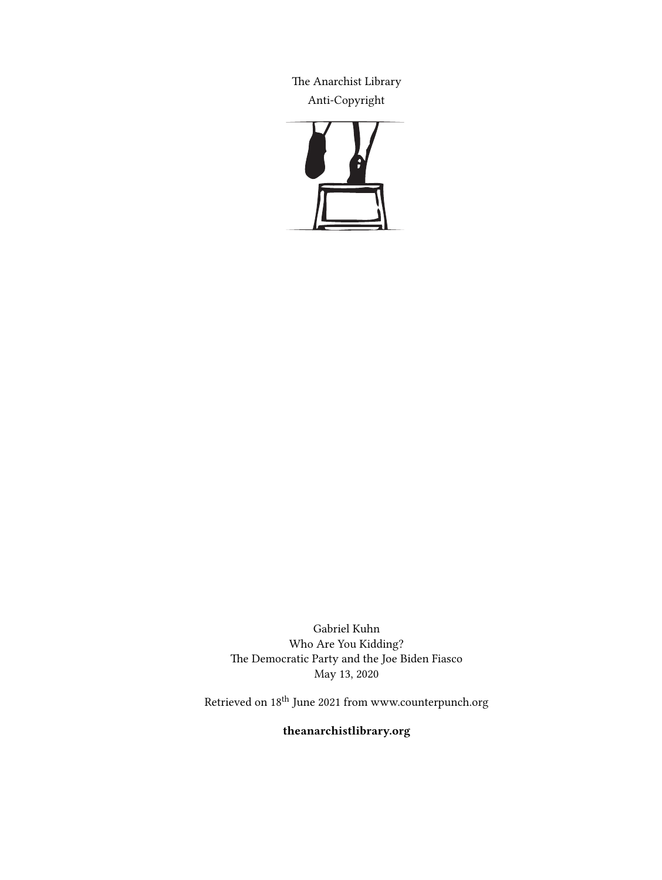The Anarchist Library
Anti-Copyright

Gabriel Kuhn
Who Are You Kidding?
The Democratic Party and the Joe Biden Fiasco
May 13, 2020

Retrieved on 18th June 2021 from www.counterpunch.org

**theanarchistlibrary.org**